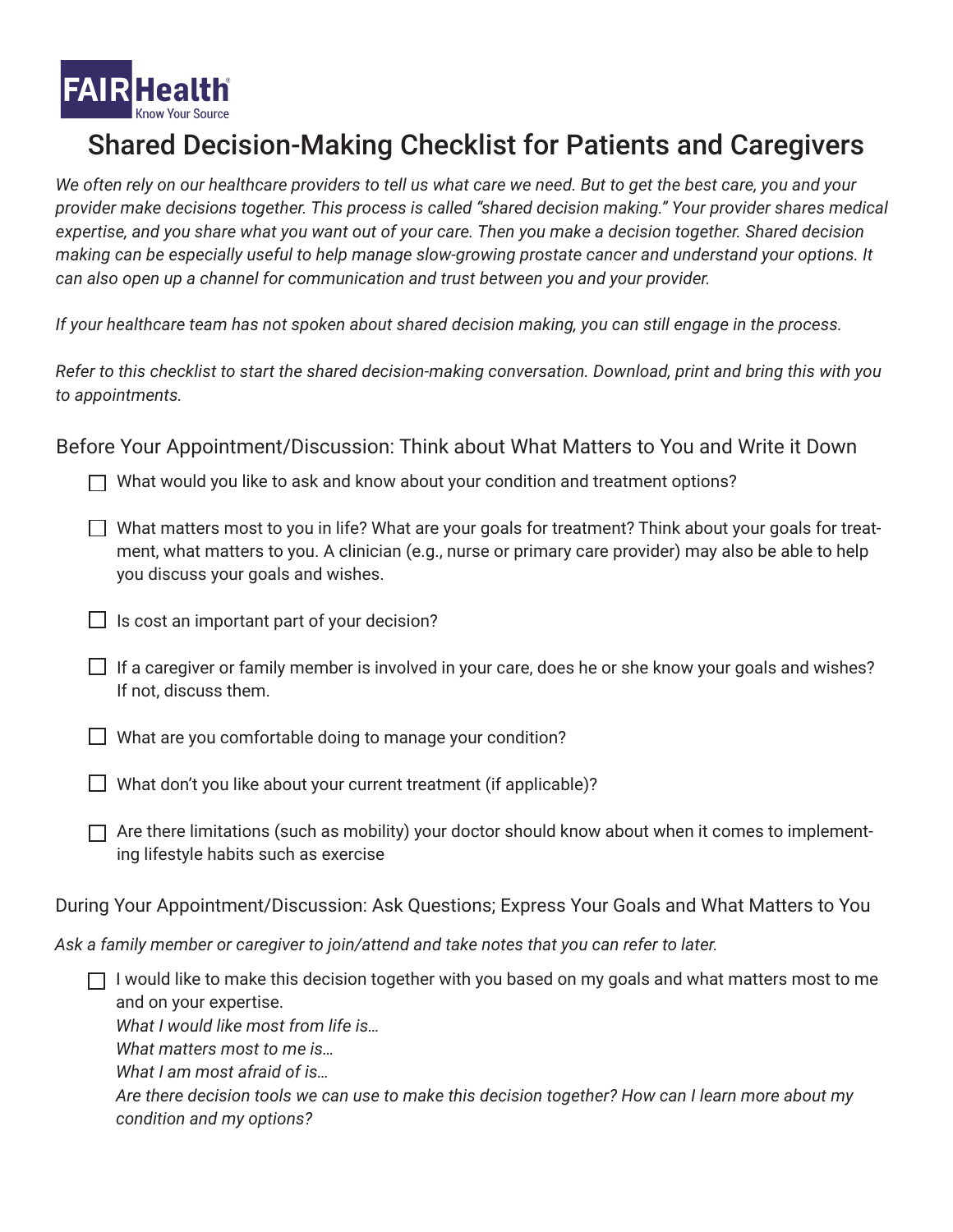FAIRHealth
Know Your Source

# Shared Decision-Making Checklist for Patients and Caregivers

*We often rely on our healthcare providers to tell us what care we need. But to get the best care, you and your provider make decisions together. This process is called "shared decision making." Your provider shares medical expertise, and you share what you want out of your care. Then you make a decision together. Shared decision making can be especially useful to help manage slow-growing prostate cancer and understand your options. It can also open up a channel for communication and trust between you and your provider.*

*If your healthcare team has not spoken about shared decision making, you can still engage in the process.*

*Refer to this checklist to start the shared decision-making conversation. Download, print and bring this with you to appointments.*

## Before Your Appointment/Discussion: Think about What Matters to You and Write it Down

- [ ] What would you like to ask and know about your condition and treatment options?
- [ ] What matters most to you in life? What are your goals for treatment? Think about your goals for treatment, what matters to you. A clinician (e.g., nurse or primary care provider) may also be able to help you discuss your goals and wishes.
- [ ] Is cost an important part of your decision?
- [ ] If a caregiver or family member is involved in your care, does he or she know your goals and wishes? If not, discuss them.
- [ ] What are you comfortable doing to manage your condition?
- [ ] What don't you like about your current treatment (if applicable)?
- [ ] Are there limitations (such as mobility) your doctor should know about when it comes to implementing lifestyle habits such as exercise

## During Your Appointment/Discussion: Ask Questions; Express Your Goals and What Matters to You

*Ask a family member or caregiver to join/attend and take notes that you can refer to later.*

- [ ] I would like to make this decision together with you based on my goals and what matters most to me and on your expertise.
  *What I would like most from life is…*
  *What matters most to me is…*
  *What I am most afraid of is…*
  *Are there decision tools we can use to make this decision together? How can I learn more about my condition and my options?*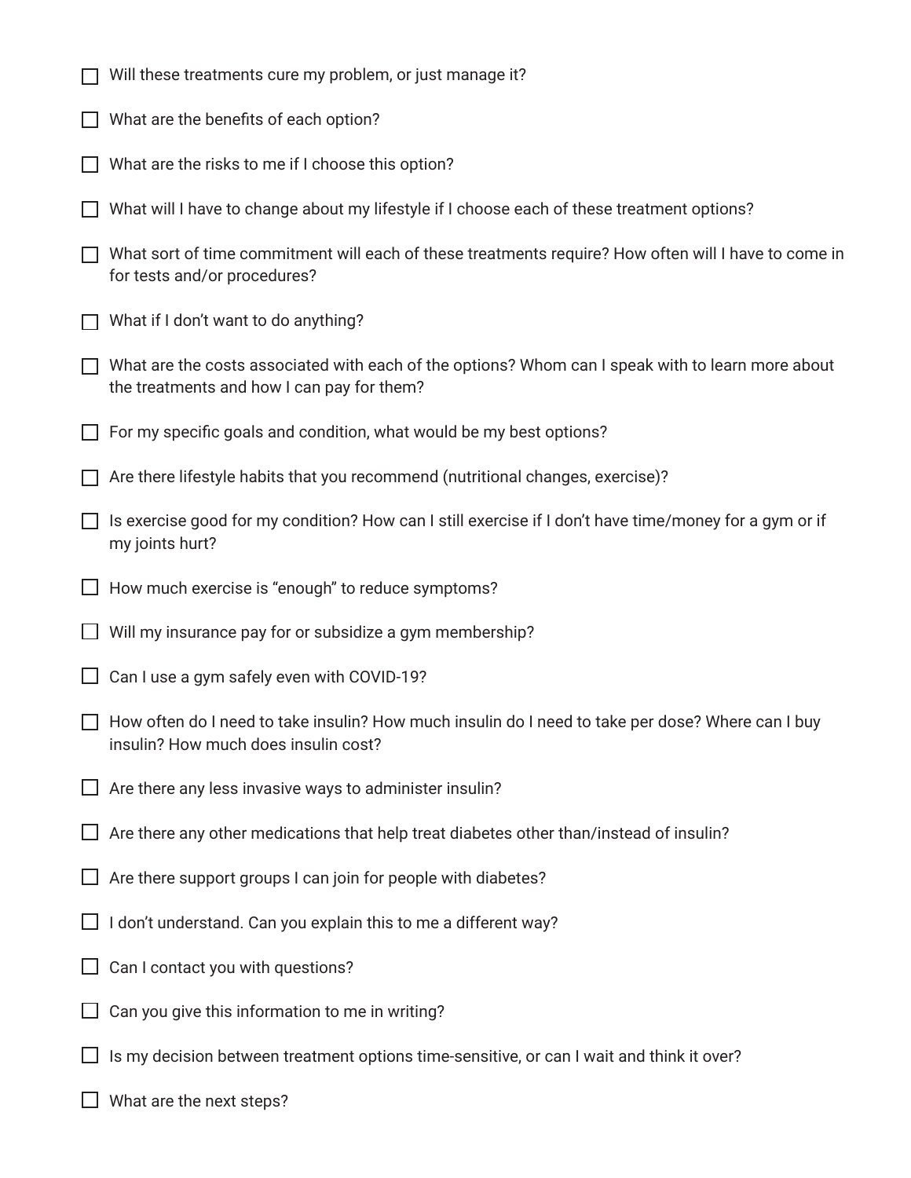- [ ] Will these treatments cure my problem, or just manage it?
- [ ] What are the benefits of each option?
- [ ] What are the risks to me if I choose this option?
- [ ] What will I have to change about my lifestyle if I choose each of these treatment options?
- [ ] What sort of time commitment will each of these treatments require? How often will I have to come in for tests and/or procedures?
- [ ] What if I don't want to do anything?
- [ ] What are the costs associated with each of the options? Whom can I speak with to learn more about the treatments and how I can pay for them?
- [ ] For my specific goals and condition, what would be my best options?
- [ ] Are there lifestyle habits that you recommend (nutritional changes, exercise)?
- [ ] Is exercise good for my condition? How can I still exercise if I don't have time/money for a gym or if my joints hurt?
- [ ] How much exercise is "enough" to reduce symptoms?
- [ ] Will my insurance pay for or subsidize a gym membership?
- [ ] Can I use a gym safely even with COVID-19?
- [ ] How often do I need to take insulin? How much insulin do I need to take per dose? Where can I buy insulin? How much does insulin cost?
- [ ] Are there any less invasive ways to administer insulin?
- [ ] Are there any other medications that help treat diabetes other than/instead of insulin?
- [ ] Are there support groups I can join for people with diabetes?
- [ ] I don't understand. Can you explain this to me a different way?
- [ ] Can I contact you with questions?
- [ ] Can you give this information to me in writing?
- [ ] Is my decision between treatment options time-sensitive, or can I wait and think it over?
- [ ] What are the next steps?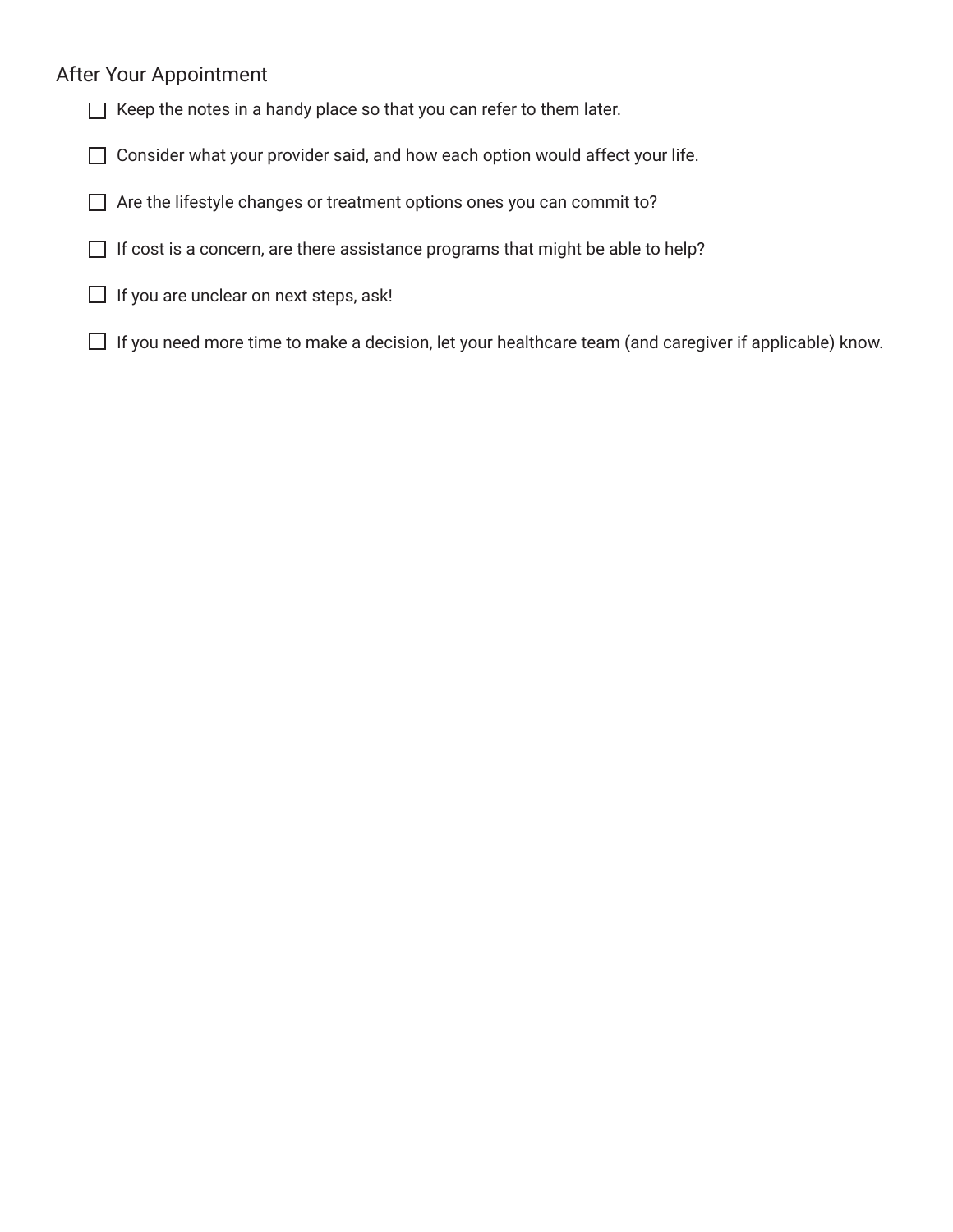## After Your Appointment

- [ ] Keep the notes in a handy place so that you can refer to them later.
- [ ] Consider what your provider said, and how each option would affect your life.
- [ ] Are the lifestyle changes or treatment options ones you can commit to?
- [ ] If cost is a concern, are there assistance programs that might be able to help?
- [ ] If you are unclear on next steps, ask!
- [ ] If you need more time to make a decision, let your healthcare team (and caregiver if applicable) know.